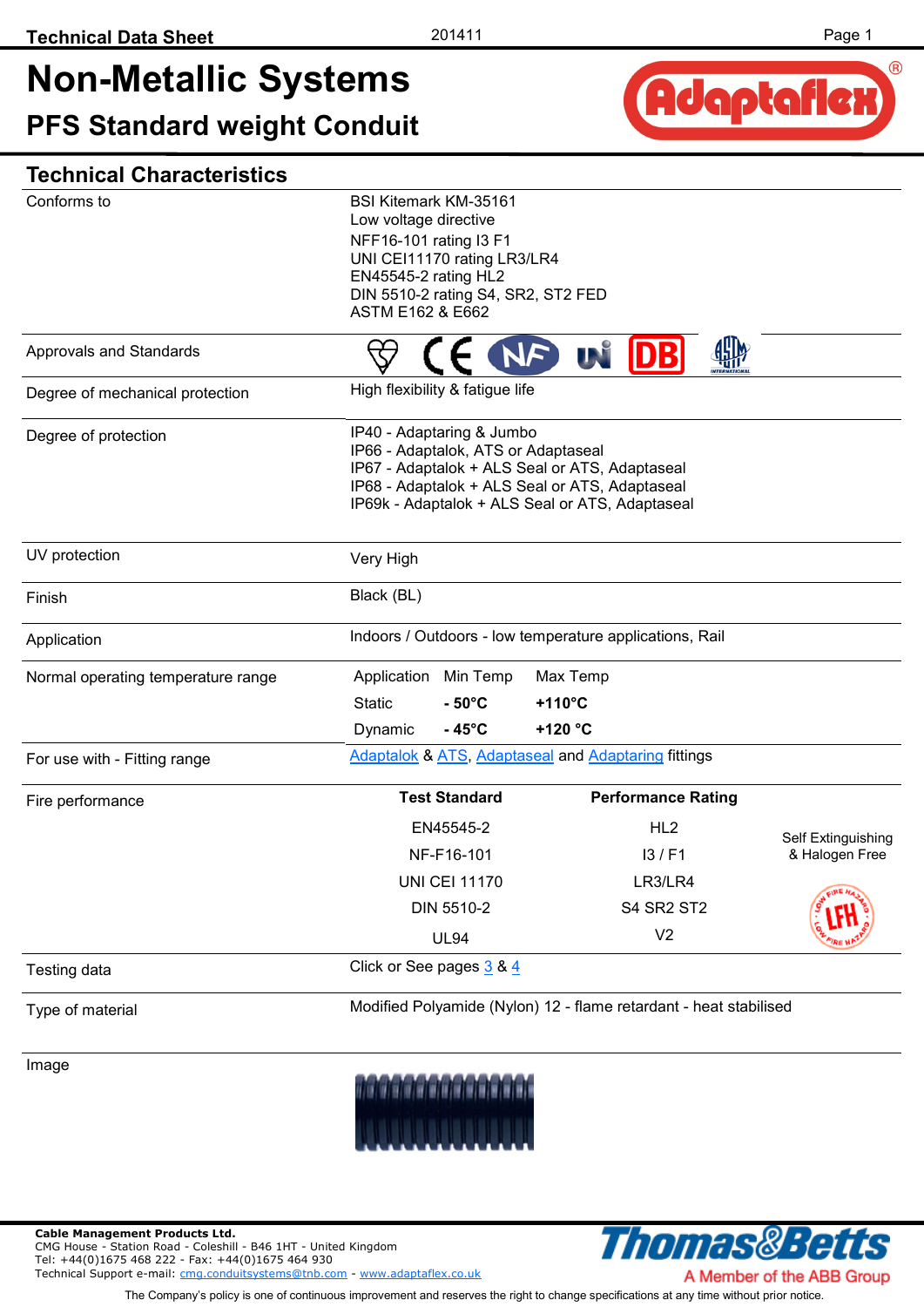Technical Data Sheet 201411

# Non-Metallic Systems

## PFS Standard weight Conduit

## Technical Characteristics

| | |
|---|---|
| Conforms to | BSI Kitemark KM-35161<br>Low voltage directive<br>NFF16-101 rating I3 F1<br>UNI CEI11170 rating LR3/LR4<br>EN45545-2 rating HL2<br>DIN 5510-2 rating S4, SR2, ST2 FED<br>ASTM E162 & E662 |
| Approvals and Standards | |
| Degree of mechanical protection | High flexibility & fatigue life |
| Degree of protection | IP40 - Adaptaring & Jumbo<br>IP66 - Adaptalok, ATS or Adaptaseal<br>IP67 - Adaptalok + ALS Seal or ATS, Adaptaseal<br>IP68 - Adaptalok + ALS Seal or ATS, Adaptaseal<br>IP69k - Adaptalok + ALS Seal or ATS, Adaptaseal |
| UV protection | Very High |
| Finish | Black (BL) |
| Application | Indoors / Outdoors - low temperature applications, Rail |
| Normal operating temperature range | see table below |
| For use with - Fitting range | Adaptalok & ATS, Adaptaseal and Adaptaring fittings |
| Fire performance | see table below |
| Testing data | Click or See pages 3 & 4 |
| Type of material | Modified Polyamide (Nylon) 12 - flame retardant - heat stabilised |
| Image | |

**Normal operating temperature range**

| Application | Min Temp | Max Temp |
|---|---|---|
| Static | **- 50°C** | **+110°C** |
| Dynamic | **- 45°C** | **+120 °C** |

**Fire performance**

| Test Standard | Performance Rating |
|---|---|
| EN45545-2 | HL2 |
| NF-F16-101 | I3 / F1 |
| UNI CEI 11170 | LR3/LR4 |
| DIN 5510-2 | S4 SR2 ST2 |
| UL94 | V2 |

Self Extinguishing & Halogen Free

**Cable Management Products Ltd.**
CMG House - Station Road - Coleshill - B46 1HT - United Kingdom
Tel: +44(0)1675 468 222 - Fax: +44(0)1675 464 930
Technical Support e-mail: cmg.conduitsystems@tnb.com - www.adaptaflex.co.uk

Thomas&Betts — A Member of the ABB Group

The Company's policy is one of continuous improvement and reserves the right to change specifications at any time without prior notice.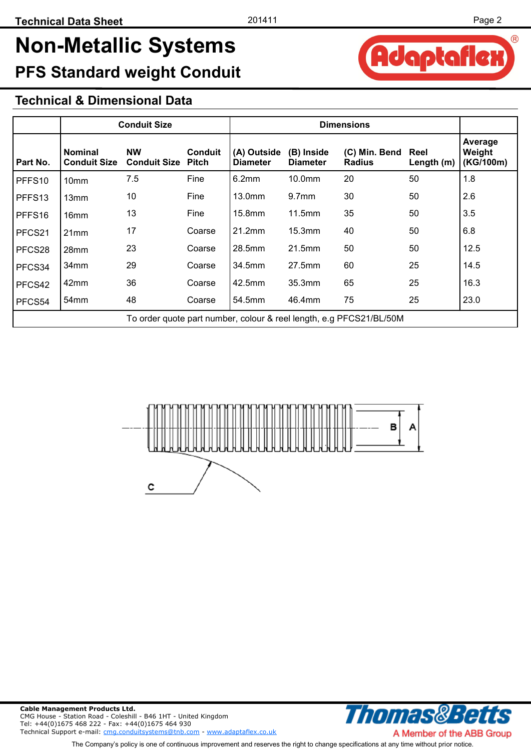# Non-Metallic Systems

## PFS Standard weight Conduit

### Technical & Dimensional Data

| Part No. | Conduit Size | | | Dimensions | | | | Average Weight (KG/100m) |
|---|---|---|---|---|---|---|---|---|
| | Nominal Conduit Size | NW Conduit Size | Conduit Pitch | (A) Outside Diameter | (B) Inside Diameter | (C) Min. Bend Radius | Reel Length (m) | |
| PFFS10 | 10mm | 7.5 | Fine | 6.2mm | 10.0mm | 20 | 50 | 1.8 |
| PFFS13 | 13mm | 10 | Fine | 13.0mm | 9.7mm | 30 | 50 | 2.6 |
| PFFS16 | 16mm | 13 | Fine | 15.8mm | 11.5mm | 35 | 50 | 3.5 |
| PFCS21 | 21mm | 17 | Coarse | 21.2mm | 15.3mm | 40 | 50 | 6.8 |
| PFCS28 | 28mm | 23 | Coarse | 28.5mm | 21.5mm | 50 | 50 | 12.5 |
| PFCS34 | 34mm | 29 | Coarse | 34.5mm | 27.5mm | 60 | 25 | 14.5 |
| PFCS42 | 42mm | 36 | Coarse | 42.5mm | 35.3mm | 65 | 25 | 16.3 |
| PFCS54 | 54mm | 48 | Coarse | 54.5mm | 46.4mm | 75 | 25 | 23.0 |

To order quote part number, colour & reel length, e.g PFCS21/BL/50M

B A

C

**Cable Management Products Ltd.**
CMG House - Station Road - Coleshill - B46 1HT - United Kingdom
Tel: +44(0)1675 468 222 - Fax: +44(0)1675 464 930
Technical Support e-mail: cmg.conduitsystems@tnb.com - www.adaptaflex.co.uk

Thomas&Betts
A Member of the ABB Group

The Company's policy is one of continuous improvement and reserves the right to change specifications at any time without prior notice.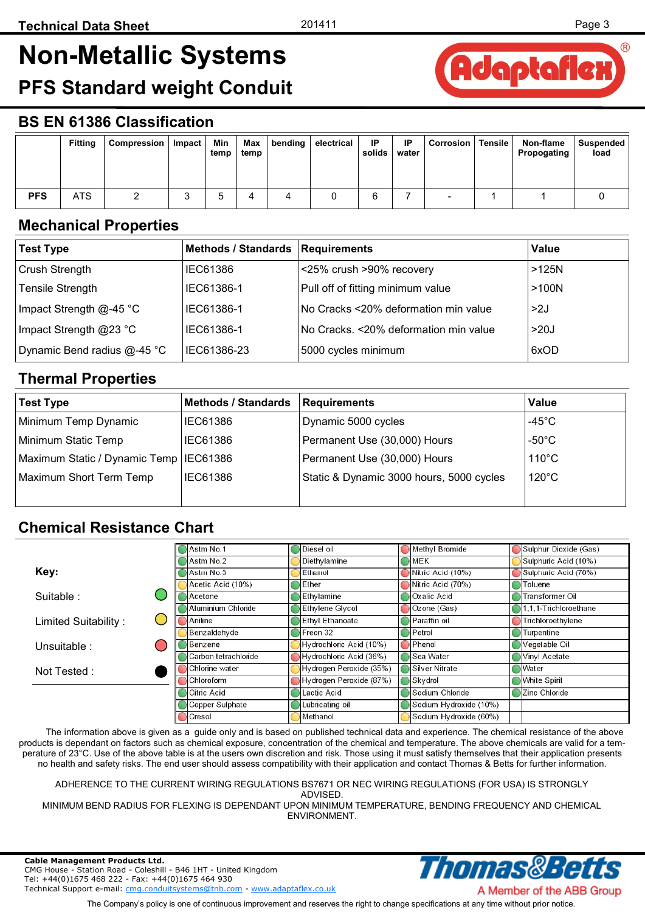# Non-Metallic Systems

## PFS Standard weight Conduit

## BS EN 61386 Classification

| | Fitting | Compression | Impact | Min temp | Max temp | bending | electrical | IP solids | IP water | Corrosion | Tensile | Non-flame Propogating | Suspended load |
|---|---|---|---|---|---|---|---|---|---|---|---|---|---|
| **PFS** | ATS | 2 | 3 | 5 | 4 | 4 | 0 | 6 | 7 | - | 1 | 1 | 0 |

## Mechanical Properties

| Test Type | Methods / Standards | Requirements | Value |
|---|---|---|---|
| Crush Strength | IEC61386 | <25% crush >90% recovery | >125N |
| Tensile Strength | IEC61386-1 | Pull off of fitting minimum value | >100N |
| Impact Strength @-45 °C | IEC61386-1 | No Cracks <20% deformation min value | >2J |
| Impact Strength @23 °C | IEC61386-1 | No Cracks. <20% deformation min value | >20J |
| Dynamic Bend radius @-45 °C | IEC61386-23 | 5000 cycles minimum | 6xOD |

## Thermal Properties

| Test Type | Methods / Standards | Requirements | Value |
|---|---|---|---|
| Minimum Temp Dynamic | IEC61386 | Dynamic 5000 cycles | -45°C |
| Minimum Static Temp | IEC61386 | Permanent Use (30,000) Hours | -50°C |
| Maximum Static / Dynamic Temp | IEC61386 | Permanent Use (30,000) Hours | 110°C |
| Maximum Short Term Temp | IEC61386 | Static & Dynamic 3000 hours, 5000 cycles | 120°C |

## Chemical Resistance Chart

**Key:**

- Suitable : 🟢
- Limited Suitability : 🟡
- Unsuitable : 🔴
- Not Tested : ⚫

| | | | |
|---|---|---|---|
| 🟢 Astm No.1 | 🟢 Diesel oil | 🔴 Methyl Bromide | 🔴 Sulphur Dioxide (Gas) |
| 🟢 Astm No.2 | 🟡 Diethylamine | 🟢 MEK | 🟡 Sulphuric Acid (10%) |
| 🟢 Astm No.3 | 🟢 Ethanol | 🔴 Nitric Acid (10%) | 🔴 Sulphuric Acid (70%) |
| 🟡 Acetic Acid (10%) | 🟢 Ether | 🔴 Nitric Acid (70%) | 🟢 Toluene |
| 🟢 Acetone | 🟢 Ethylamine | 🟢 Oxalic Acid | 🟢 Transformer Oil |
| 🟢 Aluminium Chloride | 🟢 Ethylene Glycol | 🔴 Ozone (Gas) | 🟢 1,1,1-Trichloroethane |
| 🔴 Aniline | 🟢 Ethyl Ethanoate | 🟢 Paraffin oil | 🔴 Trichloroethylene |
| 🟡 Benzaldehyde | 🟢 Freon 32 | 🟢 Petrol | 🟢 Turpentine |
| 🔴 Benzene | 🟡 Hydrochloric Acid (10%) | 🔴 Phenol | 🟢 Vegetable Oil |
| 🟢 Carbon tetrachloride | 🔴 Hydrochloric Acid (36%) | 🟢 Sea Water | 🔴 Vinyl Acetate |
| 🔴 Chlorine water | 🟡 Hydrogen Peroxide (35%) | 🟢 Silver Nitrate | 🟢 Water |
| 🔴 Chloroform | 🔴 Hydrogen Peroxide (87%) | 🔴 Skydrol | 🟢 White Spirit |
| 🟢 Citric Acid | 🟡 Lactic Acid | 🟢 Sodium Chloride | 🟢 Zinc Chloride |
| 🟢 Copper Sulphate | 🟢 Lubricating oil | 🟢 Sodium Hydroxide (10%) | |
| 🔴 Cresol | 🟡 Methanol | 🟡 Sodium Hydroxide (60%) | |

The information above is given as a guide only and is based on published technical data and experience. The chemical resistance of the above products is dependant on factors such as chemical exposure, concentration of the chemical and temperature. The above chemicals are valid for a temperature of 23°C. Use of the above table is at the users own discretion and risk. Those using it must satisfy themselves that their application presents no health and safety risks. The end user should assess compatibility with their application and contact Thomas & Betts for further information.

ADHERENCE TO THE CURRENT WIRING REGULATIONS BS7671 OR NEC WIRING REGULATIONS (FOR USA) IS STRONGLY ADVISED.

MINIMUM BEND RADIUS FOR FLEXING IS DEPENDANT UPON MINIMUM TEMPERATURE, BENDING FREQUENCY AND CHEMICAL ENVIRONMENT.

**Cable Management Products Ltd.**
CMG House - Station Road - Coleshill - B46 1HT - United Kingdom
Tel: +44(0)1675 468 222 - Fax: +44(0)1675 464 930
Technical Support e-mail: cmg.conduitsystems@tnb.com - www.adaptaflex.co.uk

Thomas&Betts — A Member of the ABB Group

The Company's policy is one of continuous improvement and reserves the right to change specifications at any time without prior notice.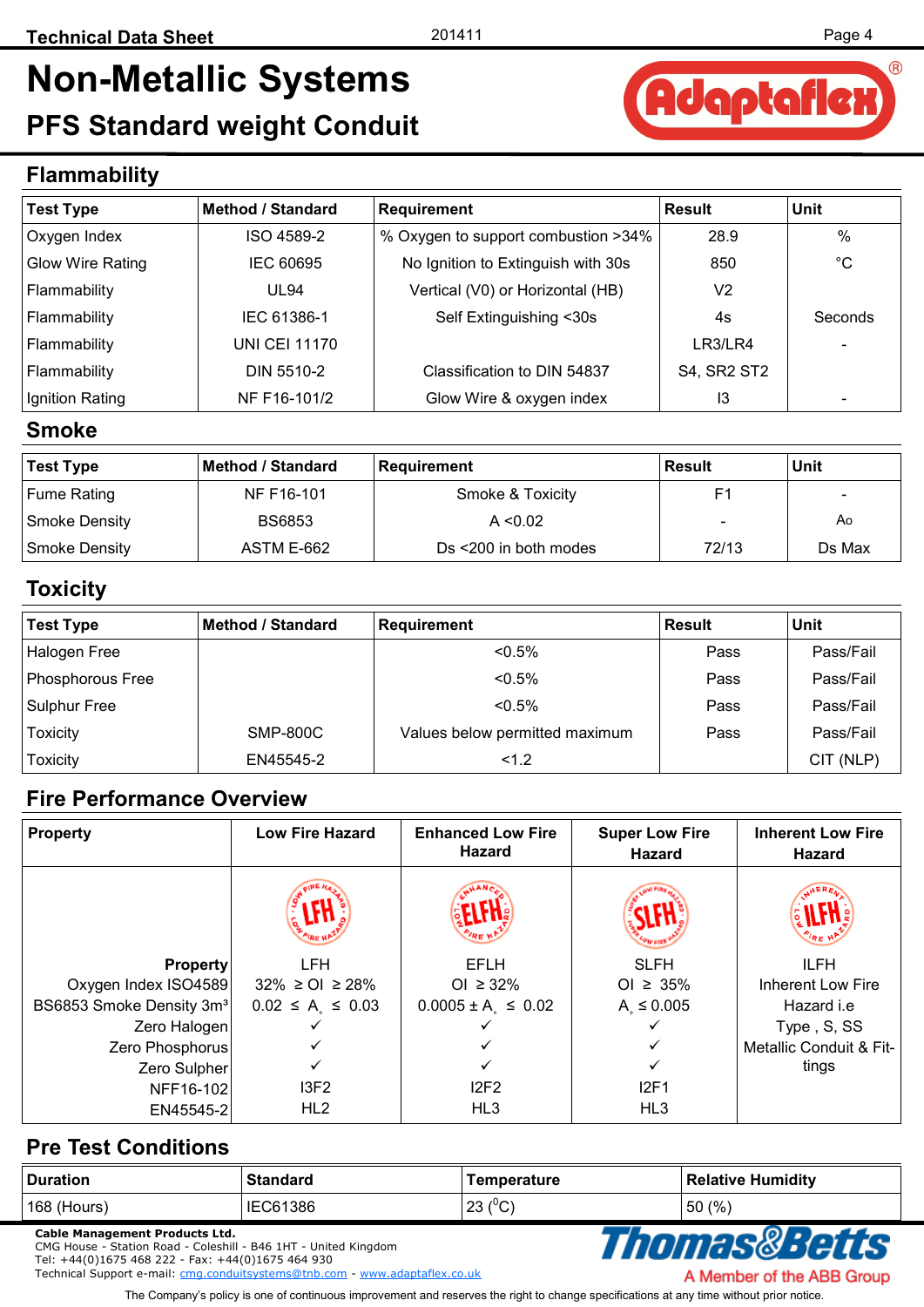# Non-Metallic Systems

## PFS Standard weight Conduit

### Flammability

| Test Type | Method / Standard | Requirement | Result | Unit |
|---|---|---|---|---|
| Oxygen Index | ISO 4589-2 | % Oxygen to support combustion >34% | 28.9 | % |
| Glow Wire Rating | IEC 60695 | No Ignition to Extinguish with 30s | 850 | °C |
| Flammability | UL94 | Vertical (V0) or Horizontal (HB) | V2 | |
| Flammability | IEC 61386-1 | Self Extinguishing <30s | 4s | Seconds |
| Flammability | UNI CEI 11170 | | LR3/LR4 | - |
| Flammability | DIN 5510-2 | Classification to DIN 54837 | S4, SR2 ST2 | |
| Ignition Rating | NF F16-101/2 | Glow Wire & oxygen index | I3 | - |

### Smoke

| Test Type | Method / Standard | Requirement | Result | Unit |
|---|---|---|---|---|
| Fume Rating | NF F16-101 | Smoke & Toxicity | F1 | - |
| Smoke Density | BS6853 | A <0.02 | - | Ao |
| Smoke Density | ASTM E-662 | Ds <200 in both modes | 72/13 | Ds Max |

### Toxicity

| Test Type | Method / Standard | Requirement | Result | Unit |
|---|---|---|---|---|
| Halogen Free | | <0.5% | Pass | Pass/Fail |
| Phosphorous Free | | <0.5% | Pass | Pass/Fail |
| Sulphur Free | | <0.5% | Pass | Pass/Fail |
| Toxicity | SMP-800C | Values below permitted maximum | Pass | Pass/Fail |
| Toxicity | EN45545-2 | <1.2 | | CIT (NLP) |

### Fire Performance Overview

| Property | Low Fire Hazard | Enhanced Low Fire Hazard | Super Low Fire Hazard | Inherent Low Fire Hazard |
|---|---|---|---|---|
| Property | LFH | EFLH | SLFH | ILFH |
| Oxygen Index ISO4589 | 32% ≥ OI ≥ 28% | OI ≥ 32% | OI ≥ 35% | Inherent Low Fire Hazard i.e |
| BS6853 Smoke Density 3m³ | 0.02 ≤ $A_o$ ≤ 0.03 | 0.0005 ± $A_o$ ≤ 0.02 | $A_o$ ≤ 0.005 | Type , S, SS |
| Zero Halogen | ✓ | ✓ | ✓ | Metallic Conduit & Fittings |
| Zero Phosphorus | ✓ | ✓ | ✓ | |
| Zero Sulpher | ✓ | ✓ | ✓ | |
| NFF16-102 | I3F2 | I2F2 | I2F1 | |
| EN45545-2 | HL2 | HL3 | HL3 | |

### Pre Test Conditions

| Duration | Standard | Temperature | Relative Humidity |
|---|---|---|---|
| 168 (Hours) | IEC61386 | 23 ($^0$C) | 50 (%) |

**Cable Management Products Ltd.**
CMG House - Station Road - Coleshill - B46 1HT - United Kingdom
Tel: +44(0)1675 468 222 - Fax: +44(0)1675 464 930
Technical Support e-mail: cmg.conduitsystems@tnb.com - www.adaptaflex.co.uk

Thomas&Betts — A Member of the ABB Group

The Company's policy is one of continuous improvement and reserves the right to change specifications at any time without prior notice.